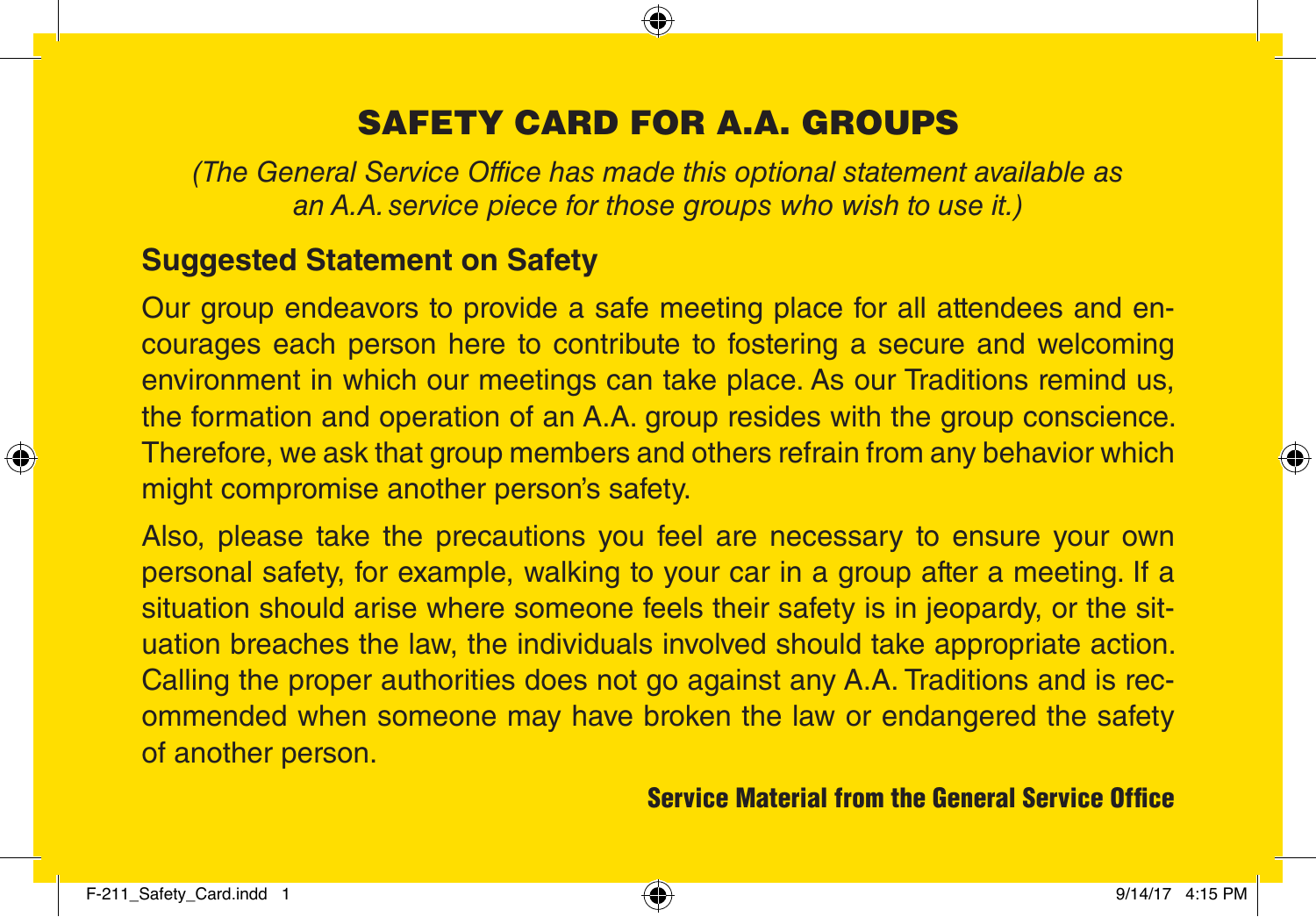# SAFETY CARD FOR A.A. GROUPS

*(The General Service Office has made this optional statement available as an A.A. service piece for those groups who wish to use it.)*

## Suggested Statement on Safety

Our group endeavors to provide a safe meeting place for all attendees and encourages each person here to contribute to fostering a secure and welcoming environment in which our meetings can take place. As our Traditions remind us, the formation and operation of an A.A. group resides with the group conscience. Therefore, we ask that group members and others refrain from any behavior which might compromise another person's safety.

Also, please take the precautions you feel are necessary to ensure your own personal safety, for example, walking to your car in a group after a meeting. If a situation should arise where someone feels their safety is in jeopardy, or the situation breaches the law, the individuals involved should take appropriate action. Calling the proper authorities does not go against any A.A. Traditions and is recommended when someone may have broken the law or endangered the safety of another person.

**Service Material from the General Service Office**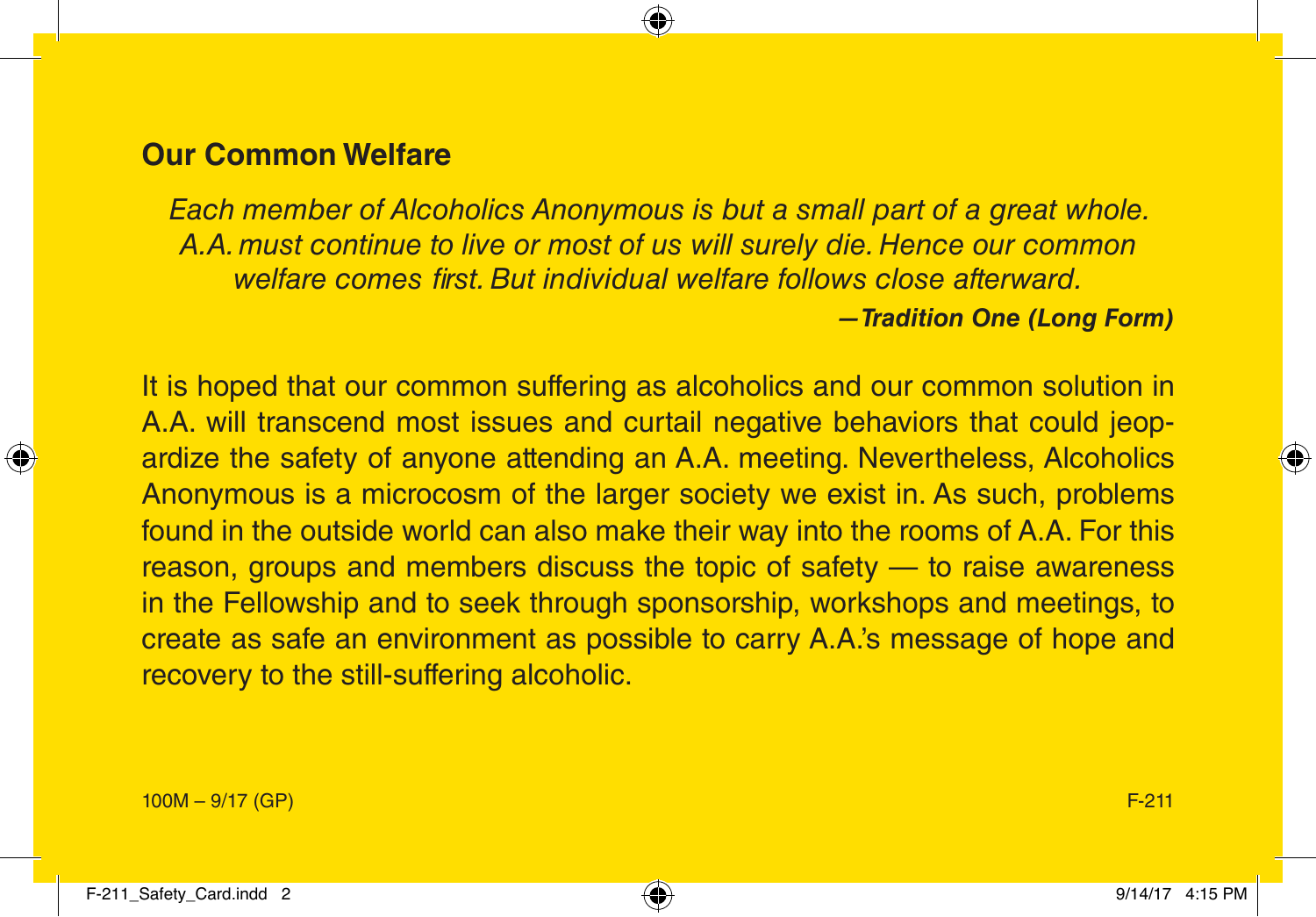## Our Common Welfare

*Each member of Alcoholics Anonymous is but a small part of a great whole. A.A. must continue to live or most of us will surely die. Hence our common welfare comes first. But individual welfare follows close afterward.*

***—Tradition One (Long Form)***

It is hoped that our common suffering as alcoholics and our common solution in A.A. will transcend most issues and curtail negative behaviors that could jeopardize the safety of anyone attending an A.A. meeting. Nevertheless, Alcoholics Anonymous is a microcosm of the larger society we exist in. As such, problems found in the outside world can also make their way into the rooms of A.A. For this reason, groups and members discuss the topic of safety — to raise awareness in the Fellowship and to seek through sponsorship, workshops and meetings, to create as safe an environment as possible to carry A.A.'s message of hope and recovery to the still-suffering alcoholic.

100M – 9/17 (GP)

F-211